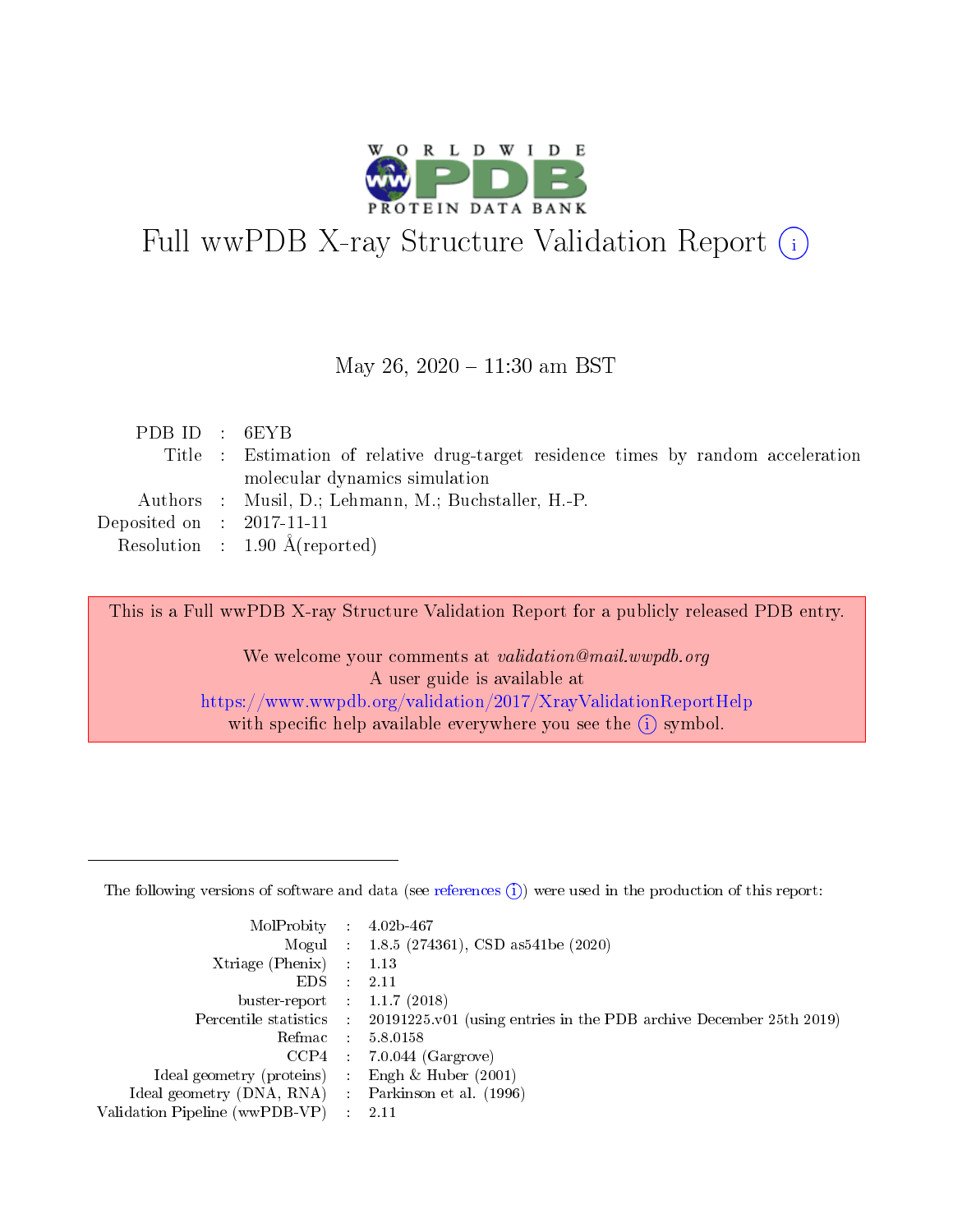# Full wwPDB X-ray Structure Validation Report (i)

May 26, 2020 – 11:30 am BST

| | | |
|---|---|---|
| PDB ID | : | 6EYB |
| Title | : | Estimation of relative drug-target residence times by random acceleration molecular dynamics simulation |
| Authors | : | Musil, D.; Lehmann, M.; Buchstaller, H.-P. |
| Deposited on | : | 2017-11-11 |
| Resolution | : | 1.90 Å(reported) |

This is a Full wwPDB X-ray Structure Validation Report for a publicly released PDB entry.

We welcome your comments at *validation@mail.wwpdb.org*
A user guide is available at
https://www.wwpdb.org/validation/2017/XrayValidationReportHelp
with specific help available everywhere you see the (i) symbol.

---

The following versions of software and data (see references (i)) were used in the production of this report:

| | | |
|---|---|---|
| MolProbity | : | 4.02b-467 |
| Mogul | : | 1.8.5 (274361), CSD as541be (2020) |
| Xtriage (Phenix) | : | 1.13 |
| EDS | : | 2.11 |
| buster-report | : | 1.1.7 (2018) |
| Percentile statistics | : | 20191225.v01 (using entries in the PDB archive December 25th 2019) |
| Refmac | : | 5.8.0158 |
| CCP4 | : | 7.0.044 (Gargrove) |
| Ideal geometry (proteins) | : | Engh & Huber (2001) |
| Ideal geometry (DNA, RNA) | : | Parkinson et al. (1996) |
| Validation Pipeline (wwPDB-VP) | : | 2.11 |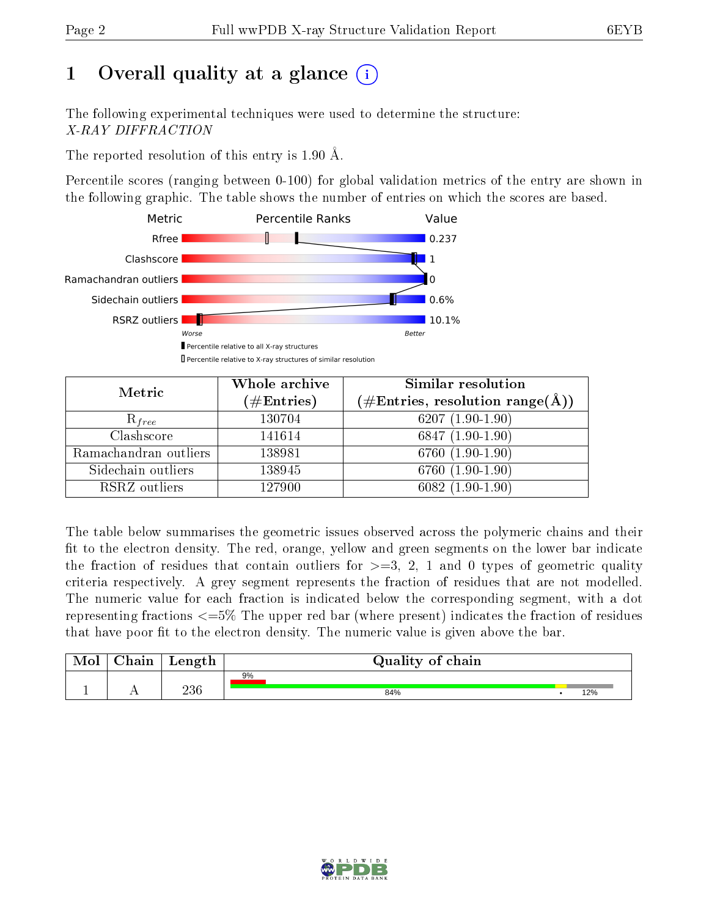# 1 Overall quality at a glance (i)

The following experimental techniques were used to determine the structure:
*X-RAY DIFFRACTION*

The reported resolution of this entry is 1.90 Å.

Percentile scores (ranging between 0-100) for global validation metrics of the entry are shown in the following graphic. The table shows the number of entries on which the scores are based.

| Metric | Value |
|---|---|
| Rfree | 0.237 |
| Clashscore | 1 |
| Ramachandran outliers | 0 |
| Sidechain outliers | 0.6% |
| RSRZ outliers | 10.1% |

Worse — Better

▮ Percentile relative to all X-ray structures

▯ Percentile relative to X-ray structures of similar resolution

| Metric | Whole archive (#Entries) | Similar resolution (#Entries, resolution range(Å)) |
|---|---|---|
| $R_{free}$ | 130704 | 6207 (1.90-1.90) |
| Clashscore | 141614 | 6847 (1.90-1.90) |
| Ramachandran outliers | 138981 | 6760 (1.90-1.90) |
| Sidechain outliers | 138945 | 6760 (1.90-1.90) |
| RSRZ outliers | 127900 | 6082 (1.90-1.90) |

The table below summarises the geometric issues observed across the polymeric chains and their fit to the electron density. The red, orange, yellow and green segments on the lower bar indicate the fraction of residues that contain outliers for >=3, 2, 1 and 0 types of geometric quality criteria respectively. A grey segment represents the fraction of residues that are not modelled. The numeric value for each fraction is indicated below the corresponding segment, with a dot representing fractions <=5% The upper red bar (where present) indicates the fraction of residues that have poor fit to the electron density. The numeric value is given above the bar.

| Mol | Chain | Length | Quality of chain |
|---|---|---|---|
| 1 | A | 236 | 9% (poor fit); 84% (green), • (yellow), 12% (grey) |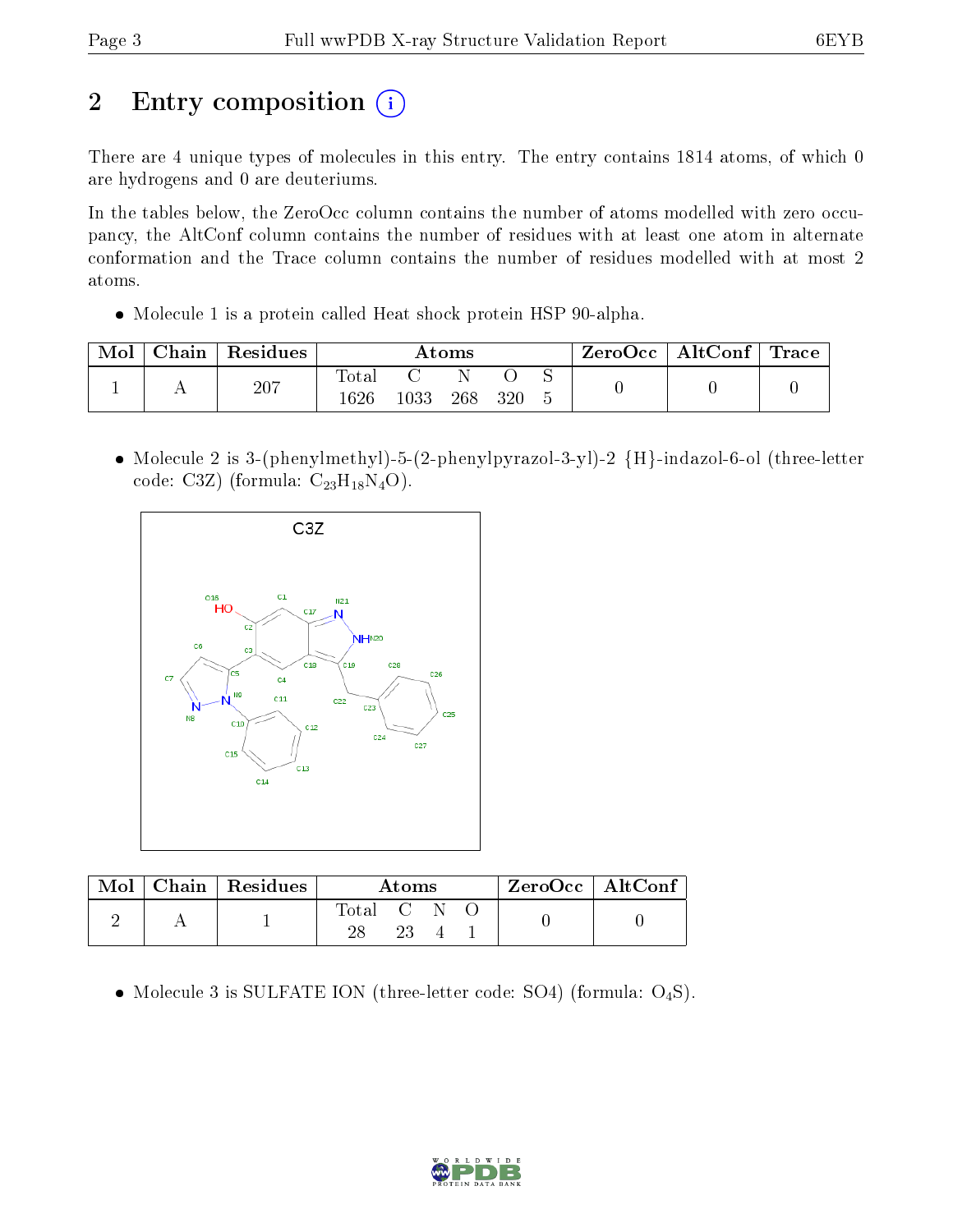## 2 Entry composition

There are 4 unique types of molecules in this entry. The entry contains 1814 atoms, of which 0 are hydrogens and 0 are deuteriums.

In the tables below, the ZeroOcc column contains the number of atoms modelled with zero occupancy, the AltConf column contains the number of residues with at least one atom in alternate conformation and the Trace column contains the number of residues modelled with at most 2 atoms.

- Molecule 1 is a protein called Heat shock protein HSP 90-alpha.

| Mol | Chain | Residues | Atoms | | | | | ZeroOcc | AltConf | Trace |
|---|---|---|---|---|---|---|---|---|---|---|
| | | | Total | C | N | O | S | | | |
| 1 | A | 207 | 1626 | 1033 | 268 | 320 | 5 | 0 | 0 | 0 |

- Molecule 2 is 3-(phenylmethyl)-5-(2-phenylpyrazol-3-yl)-2 {H}-indazol-6-ol (three-letter code: C3Z) (formula: $C_{23}H_{18}N_4O$).

| Mol | Chain | Residues | Atoms | | | | ZeroOcc | AltConf |
|---|---|---|---|---|---|---|---|---|
| | | | Total | C | N | O | | |
| 2 | A | 1 | 28 | 23 | 4 | 1 | 0 | 0 |

- Molecule 3 is SULFATE ION (three-letter code: SO4) (formula: $O_4S$).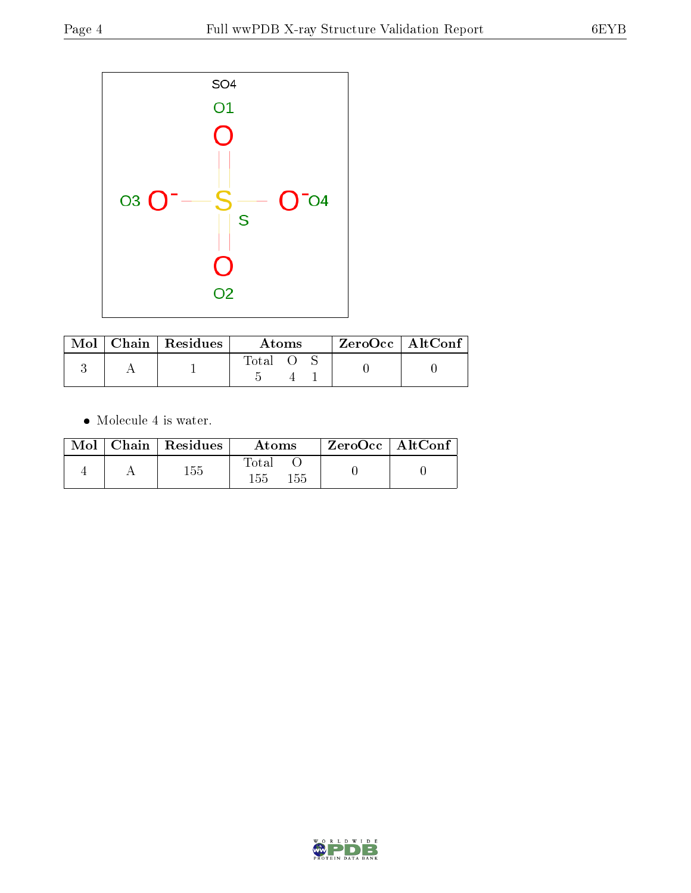SO4

O1

O3 O⁻ — S — O⁻ O4

S

O2

| Mol | Chain | Residues | Atoms | | | ZeroOcc | AltConf |
|---|---|---|---|---|---|---|---|
| | | | Total | O | S | | |
| 3 | A | 1 | 5 | 4 | 1 | 0 | 0 |

- Molecule 4 is water.

| Mol | Chain | Residues | Atoms | | ZeroOcc | AltConf |
|---|---|---|---|---|---|---|
| | | | Total | O | | |
| 4 | A | 155 | 155 | 155 | 0 | 0 |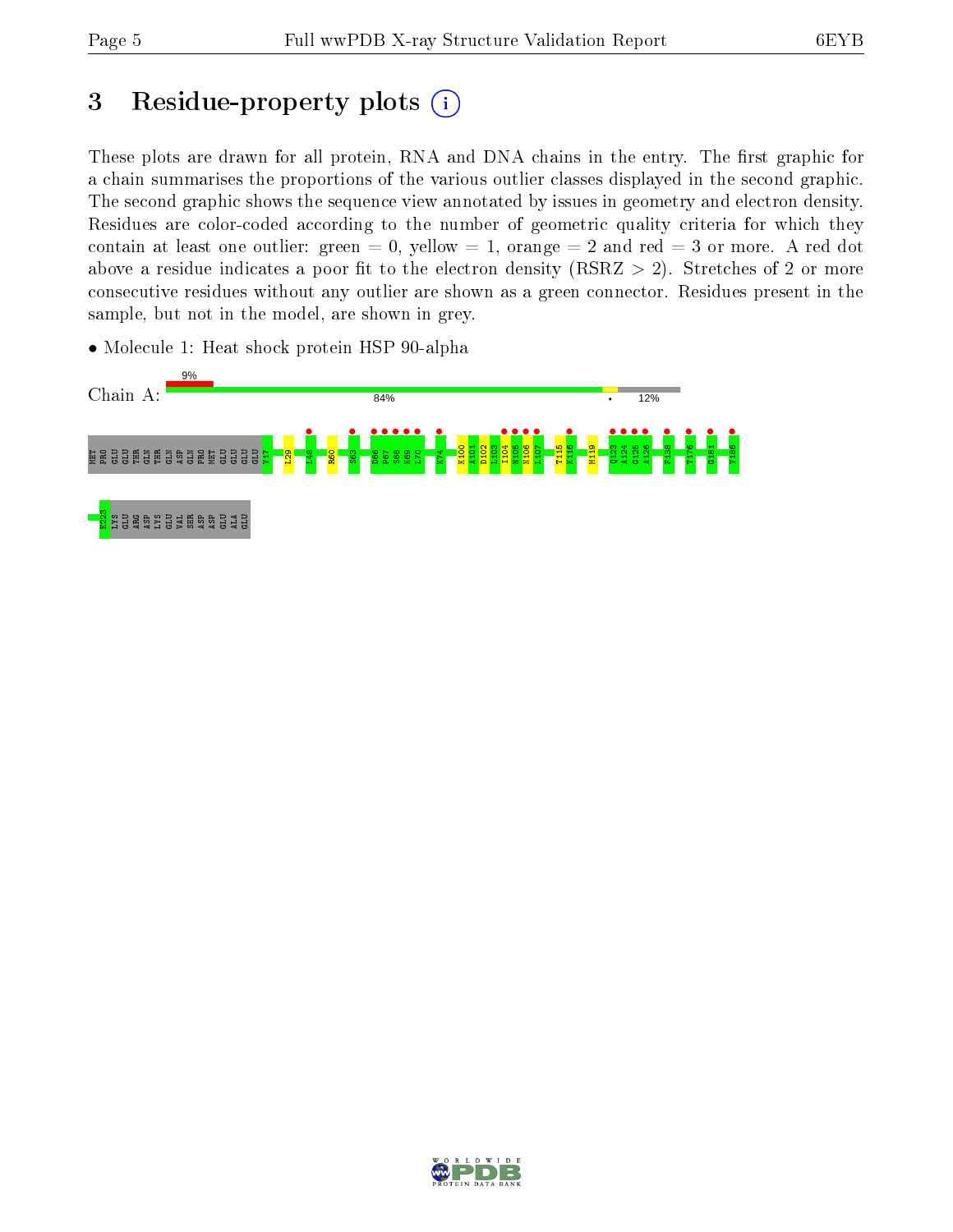# 3 Residue-property plots

These plots are drawn for all protein, RNA and DNA chains in the entry. The first graphic for a chain summarises the proportions of the various outlier classes displayed in the second graphic. The second graphic shows the sequence view annotated by issues in geometry and electron density. Residues are color-coded according to the number of geometric quality criteria for which they contain at least one outlier: green = 0, yellow = 1, orange = 2 and red = 3 or more. A red dot above a residue indicates a poor fit to the electron density (RSRZ > 2). Stretches of 2 or more consecutive residues without any outlier are shown as a green connector. Residues present in the sample, but not in the model, are shown in grey.

- Molecule 1: Heat shock protein HSP 90-alpha

Chain A: 9% | 84% | • | 12%

MET PRO GLU GLU THR GLN THR GLN ASP GLN PRO MET GLU GLU GLU GLU V17 L29 L48 R60 S63 D66 P67 S68 K69 L70 K74 K100 A101 D102 L103 I104 N105 N106 L107 T115 K116 M119 Q123 A124 G125 A126 F138 T176 G181 V186 K223 LYS GLU ARG ASP LYS GLU VAL SER ASP ASP GLU ALA GLU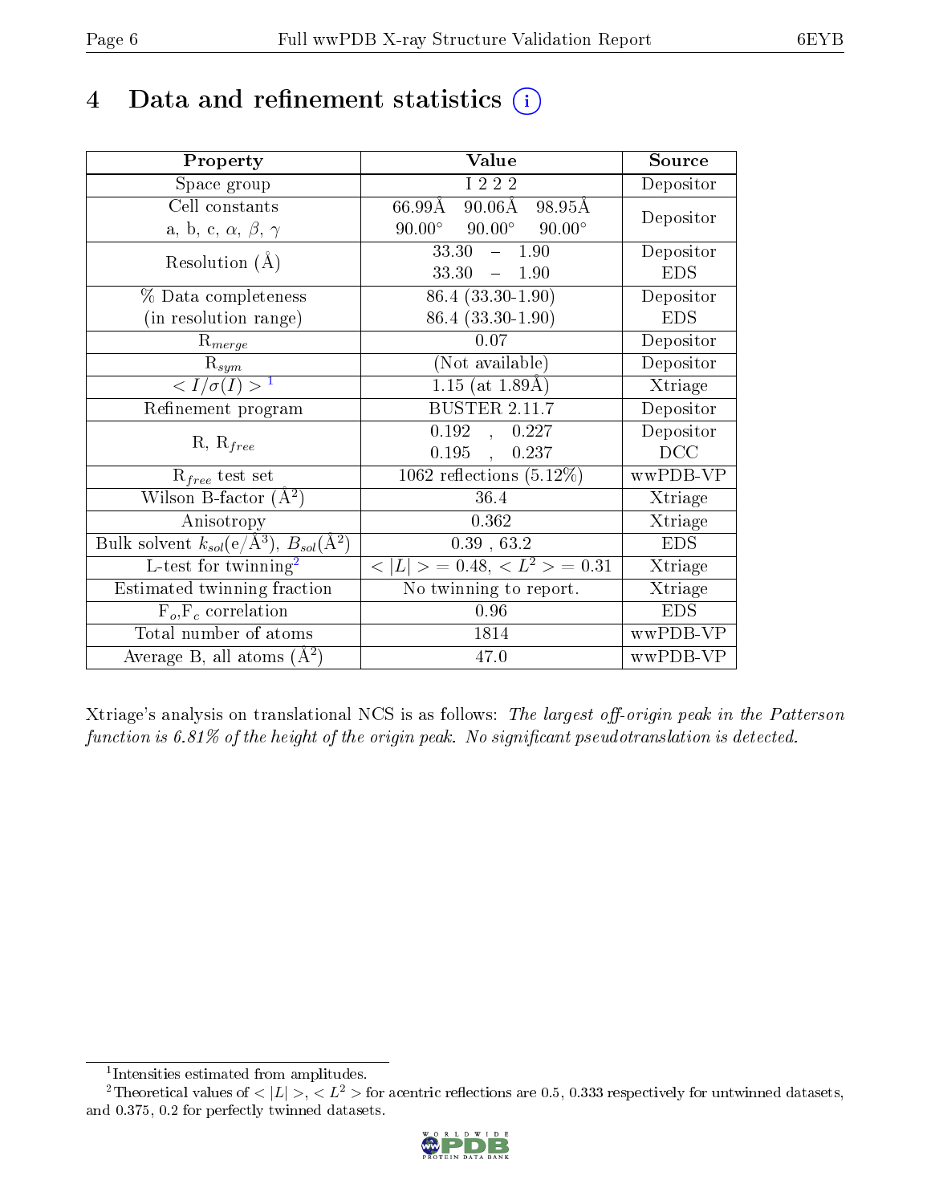# 4 Data and refinement statistics (i)

| Property | Value | Source |
|---|---|---|
| Space group | I 2 2 2 | Depositor |
| Cell constants<br>a, b, c, $\alpha$, $\beta$, $\gamma$ | 66.99Å 90.06Å 98.95Å<br>90.00° 90.00° 90.00° | Depositor |
| Resolution (Å) | 33.30 – 1.90<br>33.30 – 1.90 | Depositor<br>EDS |
| % Data completeness<br>(in resolution range) | 86.4 (33.30-1.90)<br>86.4 (33.30-1.90) | Depositor<br>EDS |
| $R_{merge}$ | 0.07 | Depositor |
| $R_{sym}$ | (Not available) | Depositor |
| $< I/\sigma(I) >$ [1] | 1.15 (at 1.89Å) | Xtriage |
| Refinement program | BUSTER 2.11.7 | Depositor |
| R, $R_{free}$ | 0.192 , 0.227<br>0.195 , 0.237 | Depositor<br>DCC |
| $R_{free}$ test set | 1062 reflections (5.12%) | wwPDB-VP |
| Wilson B-factor (Å$^2$) | 36.4 | Xtriage |
| Anisotropy | 0.362 | Xtriage |
| Bulk solvent $k_{sol}$(e/Å$^3$), $B_{sol}$(Å$^2$) | 0.39 , 63.2 | EDS |
| L-test for twinning[2] | $< \|L\| >$ = 0.48, $< L^2 >$ = 0.31 | Xtriage |
| Estimated twinning fraction | No twinning to report. | Xtriage |
| $F_o$,$F_c$ correlation | 0.96 | EDS |
| Total number of atoms | 1814 | wwPDB-VP |
| Average B, all atoms (Å$^2$) | 47.0 | wwPDB-VP |

Xtriage's analysis on translational NCS is as follows: *The largest off-origin peak in the Patterson function is 6.81% of the height of the origin peak. No significant pseudotranslation is detected.*

---

[1] Intensities estimated from amplitudes.

[2] Theoretical values of $< |L| >$, $< L^2 >$ for acentric reflections are 0.5, 0.333 respectively for untwinned datasets, and 0.375, 0.2 for perfectly twinned datasets.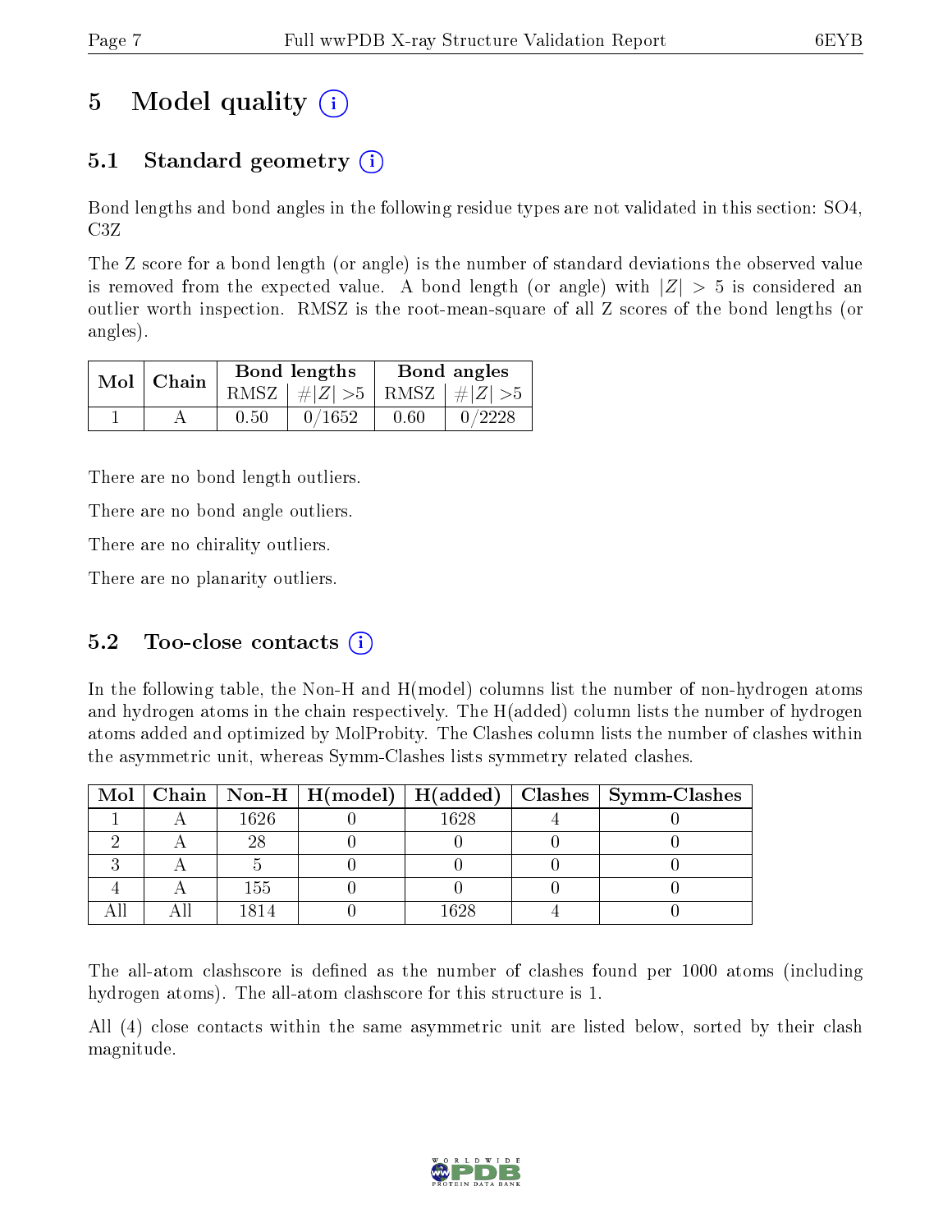# 5 Model quality (i)

## 5.1 Standard geometry (i)

Bond lengths and bond angles in the following residue types are not validated in this section: SO4, C3Z

The Z score for a bond length (or angle) is the number of standard deviations the observed value is removed from the expected value. A bond length (or angle) with $|Z| > 5$ is considered an outlier worth inspection. RMSZ is the root-mean-square of all Z scores of the bond lengths (or angles).

| Mol | Chain | Bond lengths | | Bond angles | |
|---|---|---|---|---|---|
| | | RMSZ | #\|Z\| >5 | RMSZ | #\|Z\| >5 |
| 1 | A | 0.50 | 0/1652 | 0.60 | 0/2228 |

There are no bond length outliers.

There are no bond angle outliers.

There are no chirality outliers.

There are no planarity outliers.

## 5.2 Too-close contacts (i)

In the following table, the Non-H and H(model) columns list the number of non-hydrogen atoms and hydrogen atoms in the chain respectively. The H(added) column lists the number of hydrogen atoms added and optimized by MolProbity. The Clashes column lists the number of clashes within the asymmetric unit, whereas Symm-Clashes lists symmetry related clashes.

| Mol | Chain | Non-H | H(model) | H(added) | Clashes | Symm-Clashes |
|---|---|---|---|---|---|---|
| 1 | A | 1626 | 0 | 1628 | 4 | 0 |
| 2 | A | 28 | 0 | 0 | 0 | 0 |
| 3 | A | 5 | 0 | 0 | 0 | 0 |
| 4 | A | 155 | 0 | 0 | 0 | 0 |
| All | All | 1814 | 0 | 1628 | 4 | 0 |

The all-atom clashscore is defined as the number of clashes found per 1000 atoms (including hydrogen atoms). The all-atom clashscore for this structure is 1.

All (4) close contacts within the same asymmetric unit are listed below, sorted by their clash magnitude.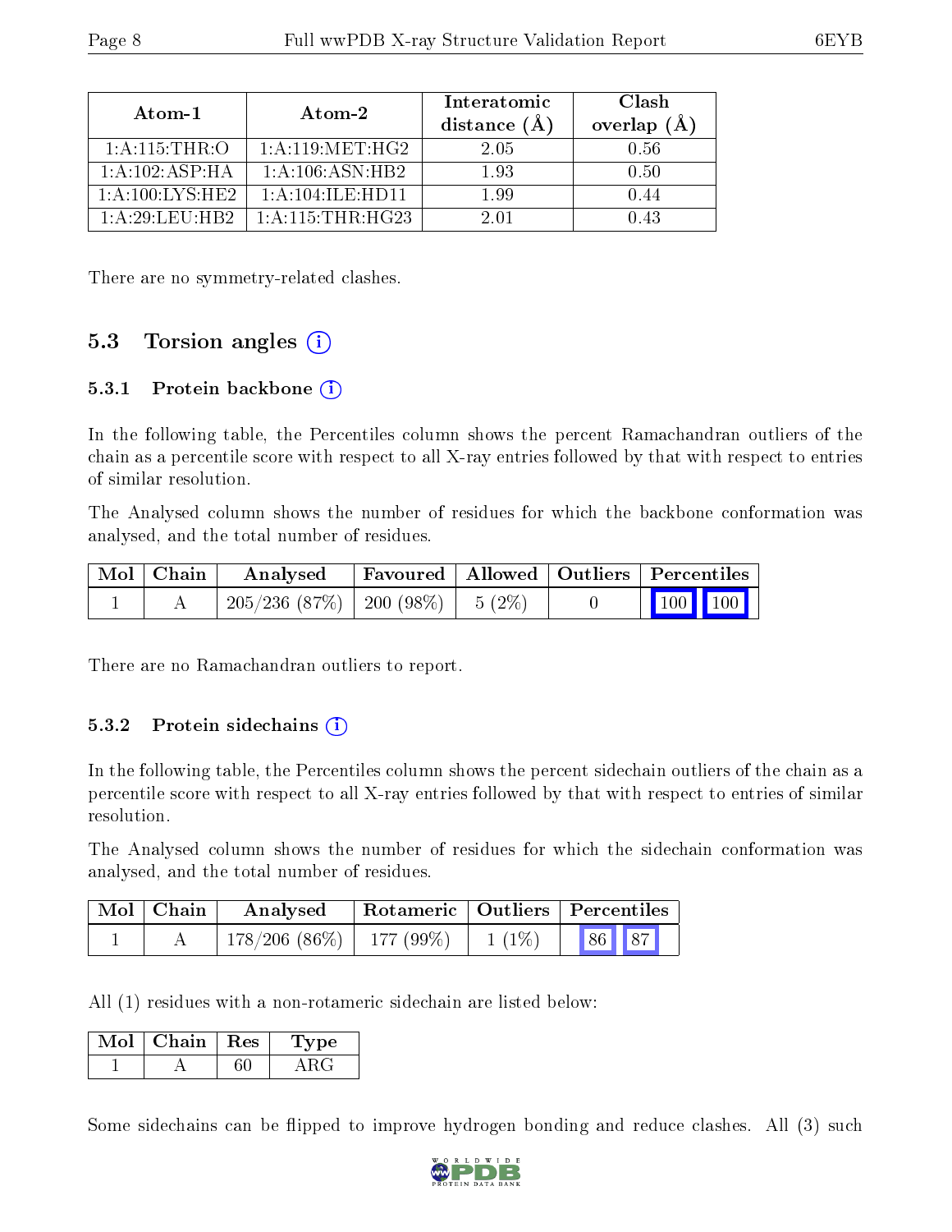| Atom-1 | Atom-2 | Interatomic distance (Å) | Clash overlap (Å) |
|---|---|---|---|
| 1:A:115:THR:O | 1:A:119:MET:HG2 | 2.05 | 0.56 |
| 1:A:102:ASP:HA | 1:A:106:ASN:HB2 | 1.93 | 0.50 |
| 1:A:100:LYS:HE2 | 1:A:104:ILE:HD11 | 1.99 | 0.44 |
| 1:A:29:LEU:HB2 | 1:A:115:THR:HG23 | 2.01 | 0.43 |

There are no symmetry-related clashes.

## 5.3 Torsion angles

### 5.3.1 Protein backbone

In the following table, the Percentiles column shows the percent Ramachandran outliers of the chain as a percentile score with respect to all X-ray entries followed by that with respect to entries of similar resolution.

The Analysed column shows the number of residues for which the backbone conformation was analysed, and the total number of residues.

| Mol | Chain | Analysed | Favoured | Allowed | Outliers | Percentiles | |
|---|---|---|---|---|---|---|---|
| 1 | A | 205/236 (87%) | 200 (98%) | 5 (2%) | 0 | 100 | 100 |

There are no Ramachandran outliers to report.

### 5.3.2 Protein sidechains

In the following table, the Percentiles column shows the percent sidechain outliers of the chain as a percentile score with respect to all X-ray entries followed by that with respect to entries of similar resolution.

The Analysed column shows the number of residues for which the sidechain conformation was analysed, and the total number of residues.

| Mol | Chain | Analysed | Rotameric | Outliers | Percentiles | |
|---|---|---|---|---|---|---|
| 1 | A | 178/206 (86%) | 177 (99%) | 1 (1%) | 86 | 87 |

All (1) residues with a non-rotameric sidechain are listed below:

| Mol | Chain | Res | Type |
|---|---|---|---|
| 1 | A | 60 | ARG |

Some sidechains can be flipped to improve hydrogen bonding and reduce clashes. All (3) such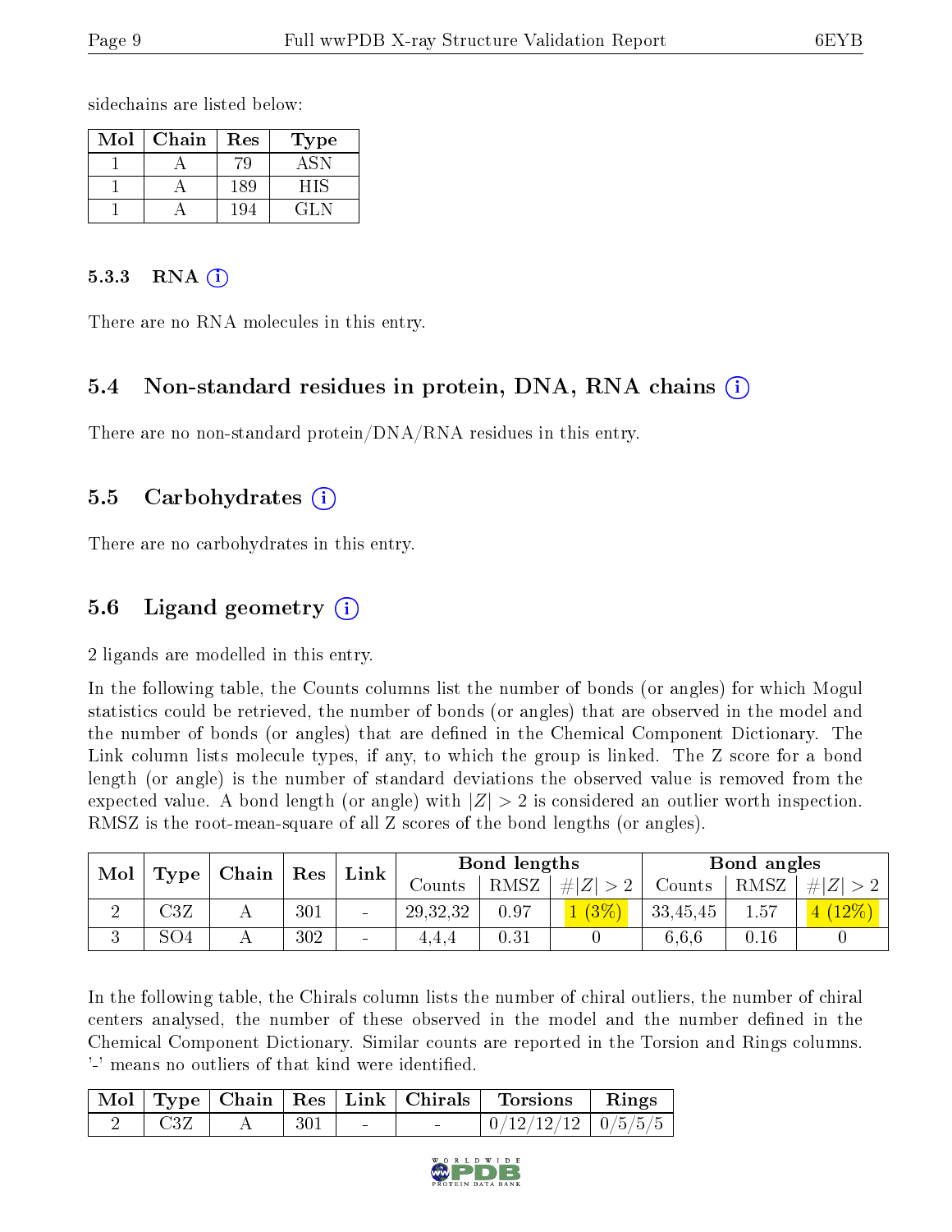sidechains are listed below:

| Mol | Chain | Res | Type |
|---|---|---|---|
| 1 | A | 79 | ASN |
| 1 | A | 189 | HIS |
| 1 | A | 194 | GLN |

#### 5.3.3 RNA (i)

There are no RNA molecules in this entry.

### 5.4 Non-standard residues in protein, DNA, RNA chains (i)

There are no non-standard protein/DNA/RNA residues in this entry.

### 5.5 Carbohydrates (i)

There are no carbohydrates in this entry.

### 5.6 Ligand geometry (i)

2 ligands are modelled in this entry.

In the following table, the Counts columns list the number of bonds (or angles) for which Mogul statistics could be retrieved, the number of bonds (or angles) that are observed in the model and the number of bonds (or angles) that are defined in the Chemical Component Dictionary. The Link column lists molecule types, if any, to which the group is linked. The Z score for a bond length (or angle) is the number of standard deviations the observed value is removed from the expected value. A bond length (or angle) with $|Z| > 2$ is considered an outlier worth inspection. RMSZ is the root-mean-square of all Z scores of the bond lengths (or angles).

| Mol | Type | Chain | Res | Link | Bond lengths | | | Bond angles | | |
|---|---|---|---|---|---|---|---|---|---|---|
| | | | | | Counts | RMSZ | $\#\|Z\| > 2$ | Counts | RMSZ | $\#\|Z\| > 2$ |
| 2 | C3Z | A | 301 | - | 29,32,32 | 0.97 | 1 (3%) | 33,45,45 | 1.57 | 4 (12%) |
| 3 | SO4 | A | 302 | - | 4,4,4 | 0.31 | 0 | 6,6,6 | 0.16 | 0 |

In the following table, the Chirals column lists the number of chiral outliers, the number of chiral centers analysed, the number of these observed in the model and the number defined in the Chemical Component Dictionary. Similar counts are reported in the Torsion and Rings columns. '-' means no outliers of that kind were identified.

| Mol | Type | Chain | Res | Link | Chirals | Torsions | Rings |
|---|---|---|---|---|---|---|---|
| 2 | C3Z | A | 301 | - | - | 0/12/12/12 | 0/5/5/5 |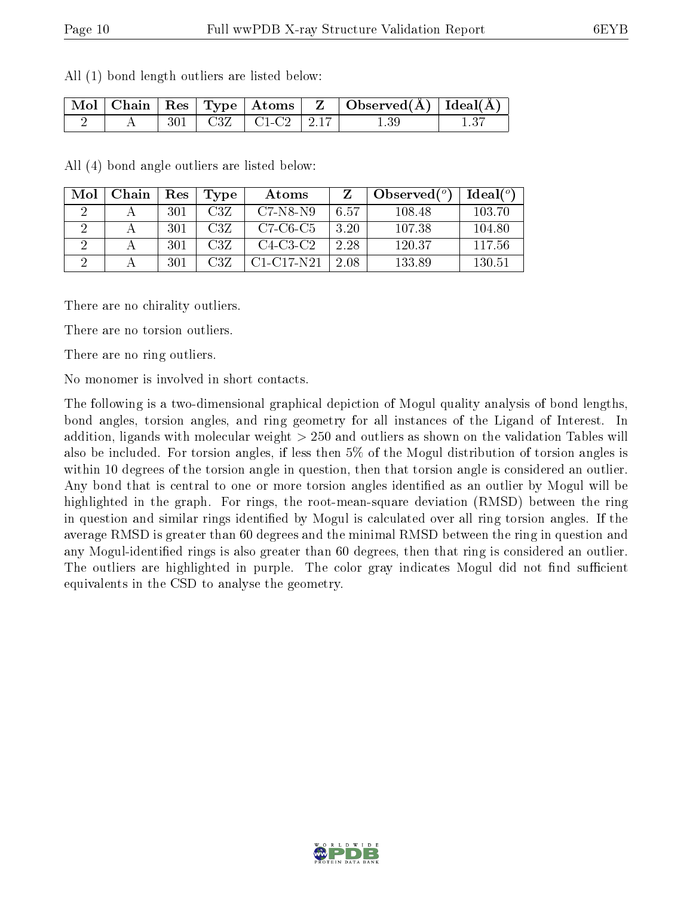All (1) bond length outliers are listed below:

| Mol | Chain | Res | Type | Atoms | Z | Observed(Å) | Ideal(Å) |
|---|---|---|---|---|---|---|---|
| 2 | A | 301 | C3Z | C1-C2 | 2.17 | 1.39 | 1.37 |

All (4) bond angle outliers are listed below:

| Mol | Chain | Res | Type | Atoms | Z | Observed($^o$) | Ideal($^o$) |
|---|---|---|---|---|---|---|---|
| 2 | A | 301 | C3Z | C7-N8-N9 | 6.57 | 108.48 | 103.70 |
| 2 | A | 301 | C3Z | C7-C6-C5 | 3.20 | 107.38 | 104.80 |
| 2 | A | 301 | C3Z | C4-C3-C2 | 2.28 | 120.37 | 117.56 |
| 2 | A | 301 | C3Z | C1-C17-N21 | 2.08 | 133.89 | 130.51 |

There are no chirality outliers.

There are no torsion outliers.

There are no ring outliers.

No monomer is involved in short contacts.

The following is a two-dimensional graphical depiction of Mogul quality analysis of bond lengths, bond angles, torsion angles, and ring geometry for all instances of the Ligand of Interest. In addition, ligands with molecular weight > 250 and outliers as shown on the validation Tables will also be included. For torsion angles, if less then 5% of the Mogul distribution of torsion angles is within 10 degrees of the torsion angle in question, then that torsion angle is considered an outlier. Any bond that is central to one or more torsion angles identified as an outlier by Mogul will be highlighted in the graph. For rings, the root-mean-square deviation (RMSD) between the ring in question and similar rings identified by Mogul is calculated over all ring torsion angles. If the average RMSD is greater than 60 degrees and the minimal RMSD between the ring in question and any Mogul-identified rings is also greater than 60 degrees, then that ring is considered an outlier. The outliers are highlighted in purple. The color gray indicates Mogul did not find sufficient equivalents in the CSD to analyse the geometry.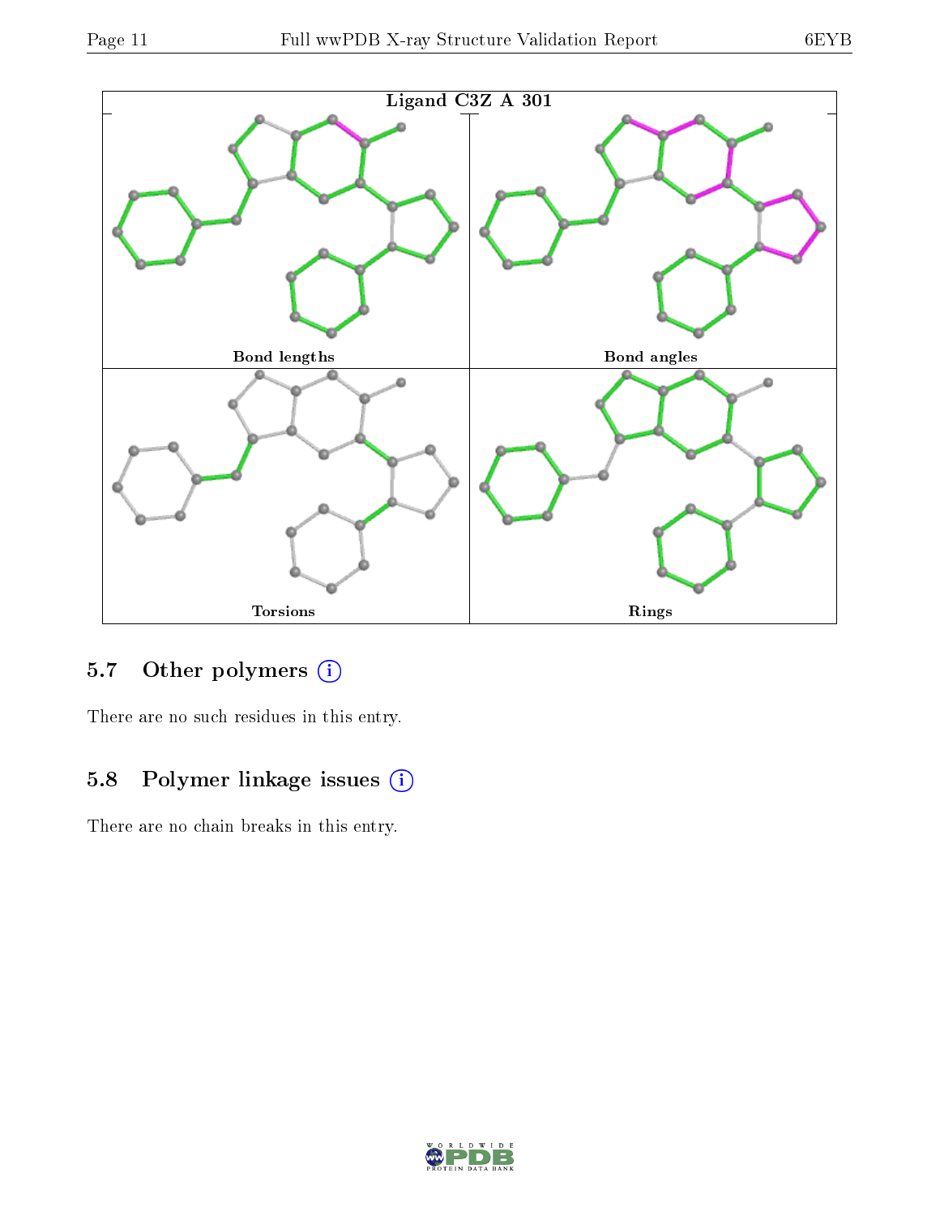Ligand C3Z A 301

| Bond lengths | Bond angles |
|---|---|
| Torsions | Rings |

### 5.7 Other polymers

There are no such residues in this entry.

### 5.8 Polymer linkage issues

There are no chain breaks in this entry.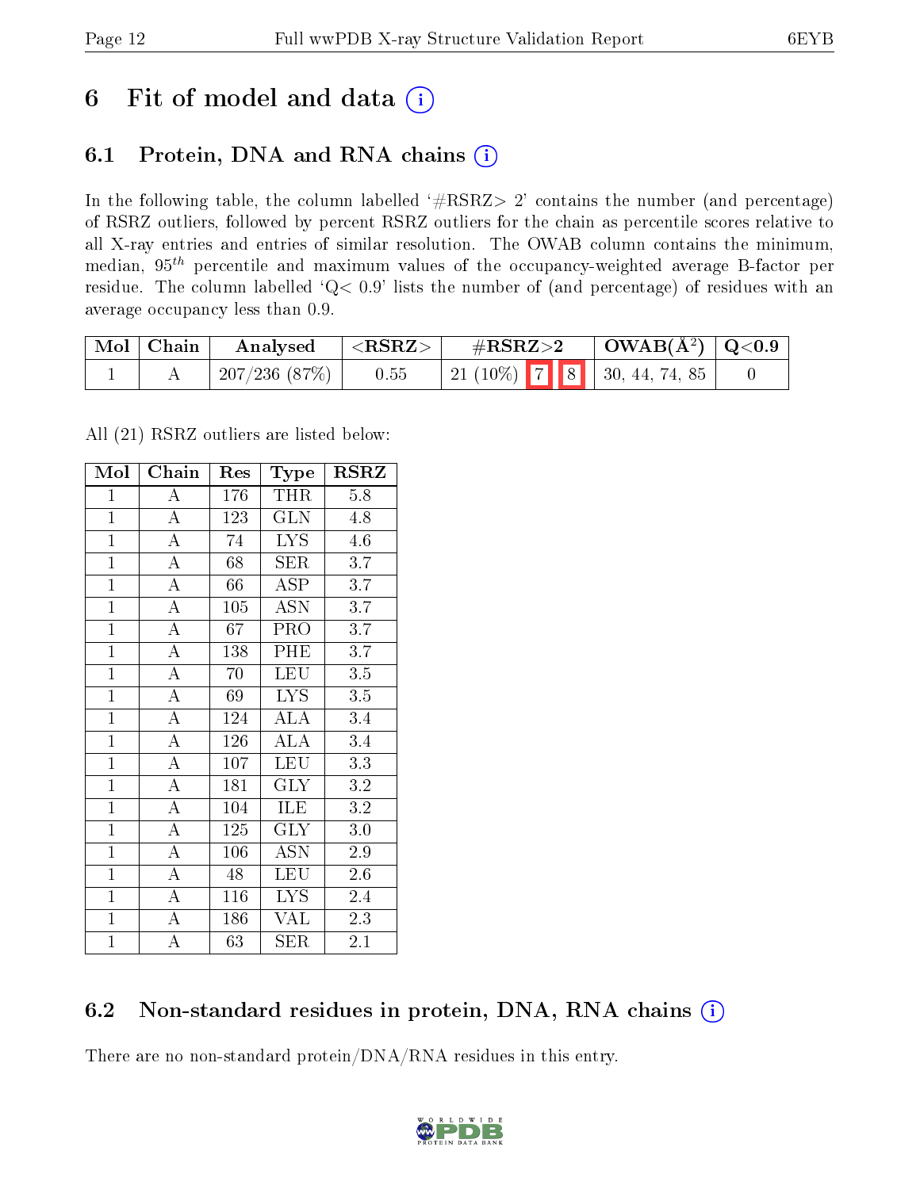# 6 Fit of model and data

## 6.1 Protein, DNA and RNA chains

In the following table, the column labelled '#RSRZ> 2' contains the number (and percentage) of RSRZ outliers, followed by percent RSRZ outliers for the chain as percentile scores relative to all X-ray entries and entries of similar resolution. The OWAB column contains the minimum, median, $95^{th}$ percentile and maximum values of the occupancy-weighted average B-factor per residue. The column labelled 'Q< 0.9' lists the number of (and percentage) of residues with an average occupancy less than 0.9.

| Mol | Chain | Analysed | <RSRZ> | #RSRZ>2 | OWAB(Å$^2$) | Q<0.9 |
|---|---|---|---|---|---|---|
| 1 | A | 207/236 (87%) | 0.55 | 21 (10%) 7 8 | 30, 44, 74, 85 | 0 |

All (21) RSRZ outliers are listed below:

| Mol | Chain | Res | Type | RSRZ |
|---|---|---|---|---|
| 1 | A | 176 | THR | 5.8 |
| 1 | A | 123 | GLN | 4.8 |
| 1 | A | 74 | LYS | 4.6 |
| 1 | A | 68 | SER | 3.7 |
| 1 | A | 66 | ASP | 3.7 |
| 1 | A | 105 | ASN | 3.7 |
| 1 | A | 67 | PRO | 3.7 |
| 1 | A | 138 | PHE | 3.7 |
| 1 | A | 70 | LEU | 3.5 |
| 1 | A | 69 | LYS | 3.5 |
| 1 | A | 124 | ALA | 3.4 |
| 1 | A | 126 | ALA | 3.4 |
| 1 | A | 107 | LEU | 3.3 |
| 1 | A | 181 | GLY | 3.2 |
| 1 | A | 104 | ILE | 3.2 |
| 1 | A | 125 | GLY | 3.0 |
| 1 | A | 106 | ASN | 2.9 |
| 1 | A | 48 | LEU | 2.6 |
| 1 | A | 116 | LYS | 2.4 |
| 1 | A | 186 | VAL | 2.3 |
| 1 | A | 63 | SER | 2.1 |

## 6.2 Non-standard residues in protein, DNA, RNA chains

There are no non-standard protein/DNA/RNA residues in this entry.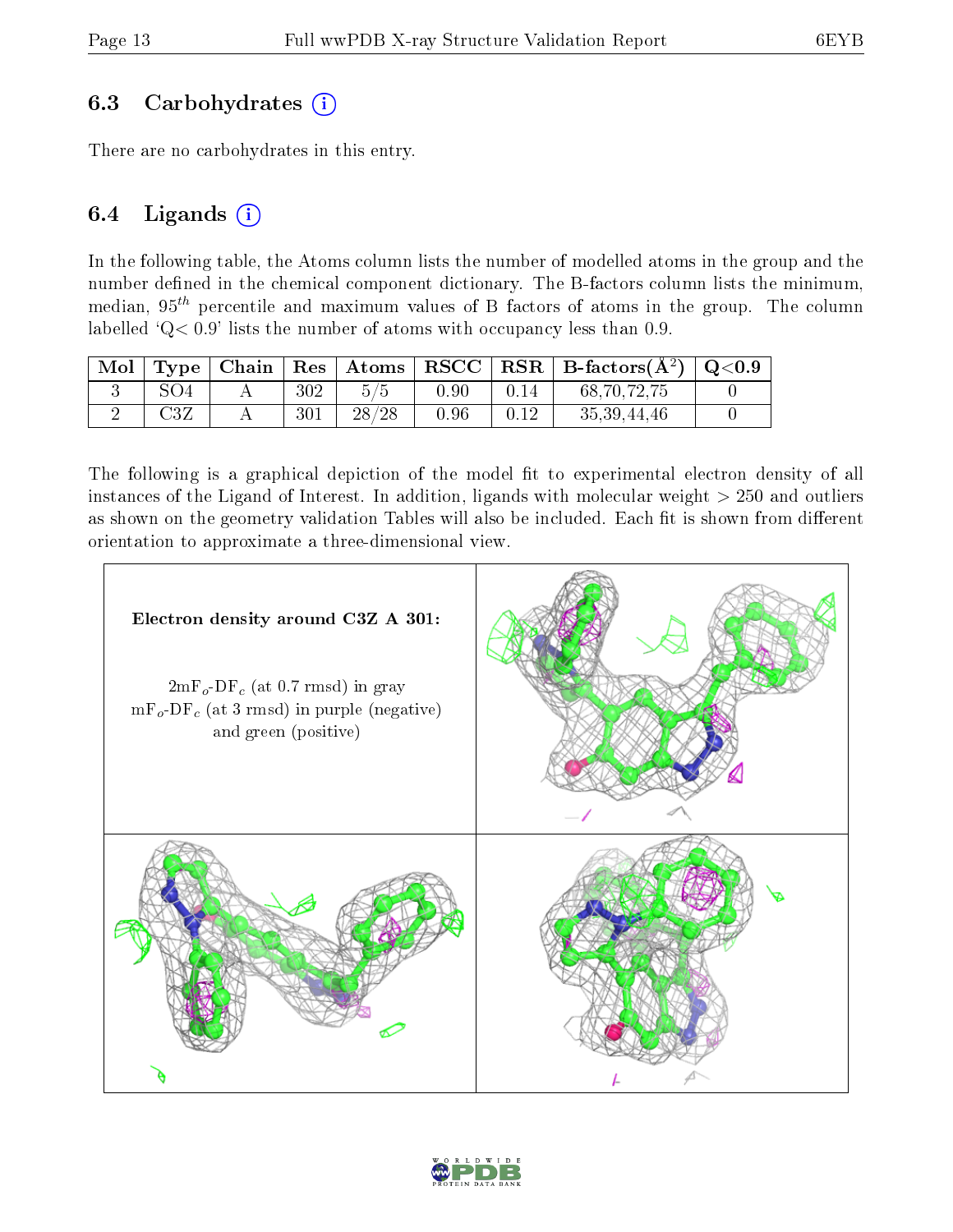### 6.3 Carbohydrates

There are no carbohydrates in this entry.

### 6.4 Ligands

In the following table, the Atoms column lists the number of modelled atoms in the group and the number defined in the chemical component dictionary. The B-factors column lists the minimum, median, $95^{th}$ percentile and maximum values of B factors of atoms in the group. The column labelled 'Q< 0.9' lists the number of atoms with occupancy less than 0.9.

| Mol | Type | Chain | Res | Atoms | RSCC | RSR | B-factors($Å^2$) | Q<0.9 |
|---|---|---|---|---|---|---|---|---|
| 3 | SO4 | A | 302 | 5/5 | 0.90 | 0.14 | 68,70,72,75 | 0 |
| 2 | C3Z | A | 301 | 28/28 | 0.96 | 0.12 | 35,39,44,46 | 0 |

The following is a graphical depiction of the model fit to experimental electron density of all instances of the Ligand of Interest. In addition, ligands with molecular weight > 250 and outliers as shown on the geometry validation Tables will also be included. Each fit is shown from different orientation to approximate a three-dimensional view.

**Electron density around C3Z A 301:**

$2mF_o$-$DF_c$ (at 0.7 rmsd) in gray
$mF_o$-$DF_c$ (at 3 rmsd) in purple (negative) and green (positive)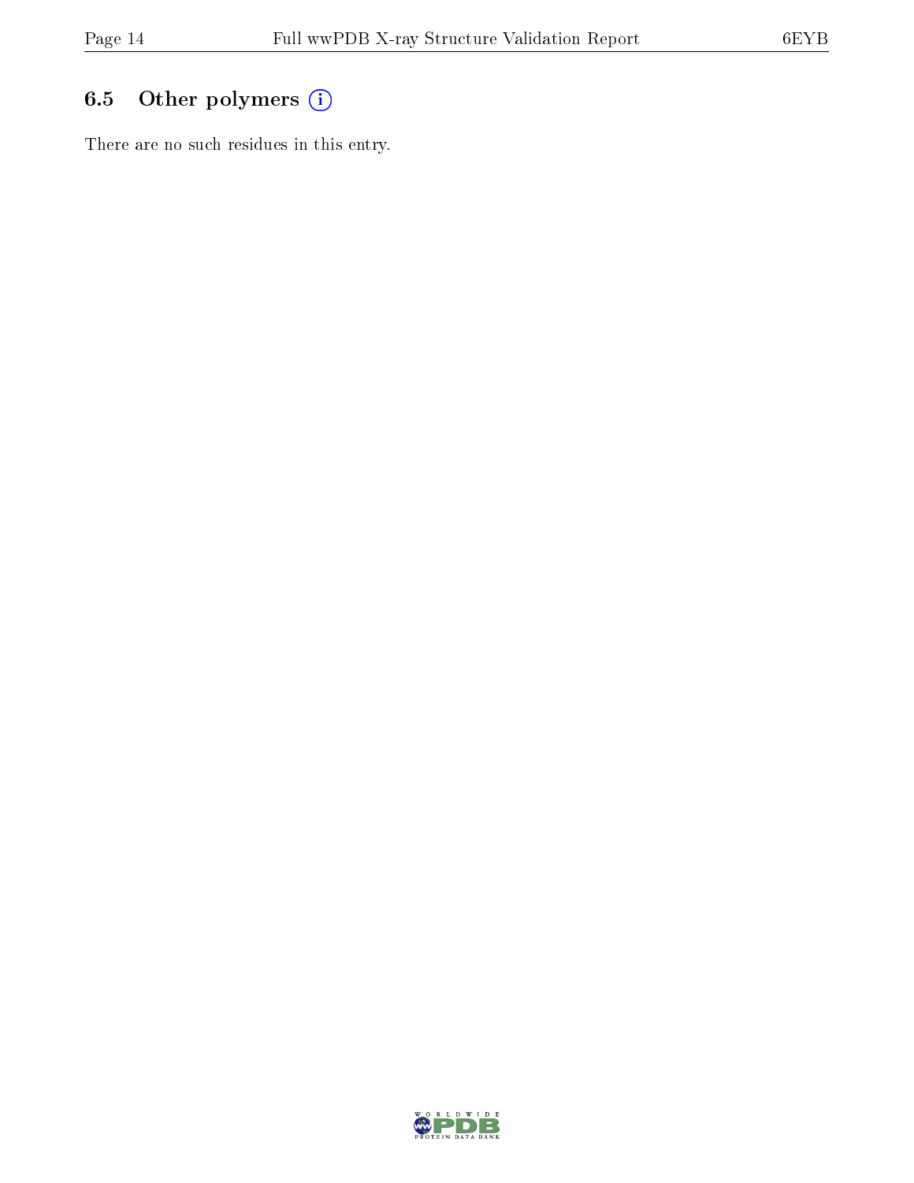## 6.5 Other polymers

There are no such residues in this entry.